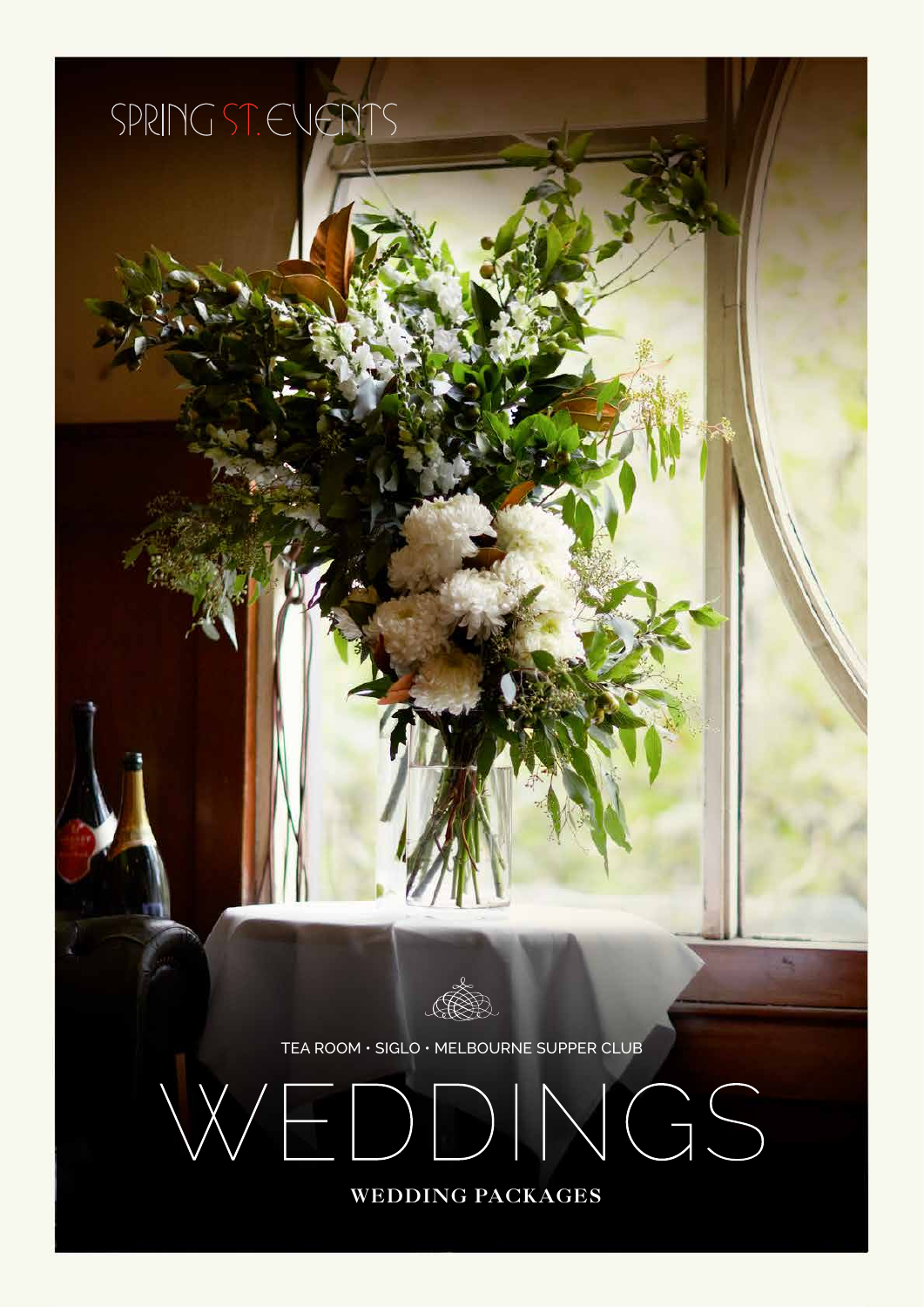SPRING ST. EVENTS

TEA ROOM • SIGLO • MELBOURNE SUPPER CLUB

# WEDDINGS

## WEDDING PACKAGES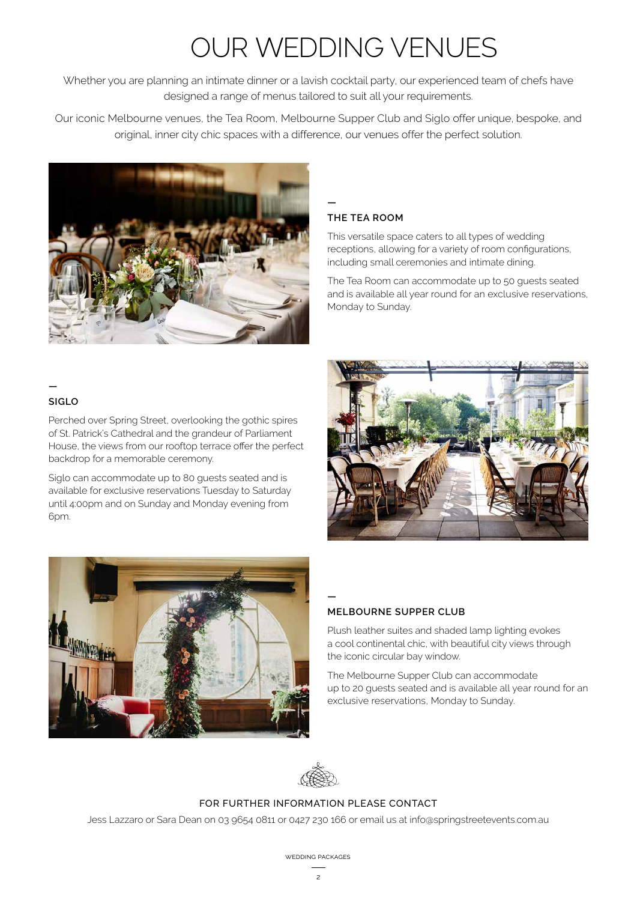# OUR WEDDING VENUES

Whether you are planning an intimate dinner or a lavish cocktail party, our experienced team of chefs have designed a range of menus tailored to suit all your requirements.

Our iconic Melbourne venues, the Tea Room, Melbourne Supper Club and Siglo offer unique, bespoke, and original, inner city chic spaces with a difference, our venues offer the perfect solution.

## THE TEA ROOM

This versatile space caters to all types of wedding receptions, allowing for a variety of room configurations, including small ceremonies and intimate dining.

The Tea Room can accommodate up to 50 guests seated and is available all year round for an exclusive reservations, Monday to Sunday.

## SIGLO

Perched over Spring Street, overlooking the gothic spires of St. Patrick's Cathedral and the grandeur of Parliament House, the views from our rooftop terrace offer the perfect backdrop for a memorable ceremony.

Siglo can accommodate up to 80 guests seated and is available for exclusive reservations Tuesday to Saturday until 4:00pm and on Sunday and Monday evening from 6pm.

## MELBOURNE SUPPER CLUB

Plush leather suites and shaded lamp lighting evokes a cool continental chic, with beautiful city views through the iconic circular bay window.

The Melbourne Supper Club can accommodate up to 20 guests seated and is available all year round for an exclusive reservations, Monday to Sunday.

FOR FURTHER INFORMATION PLEASE CONTACT

Jess Lazzaro or Sara Dean on 03 9654 0811 or 0427 230 166 or email us at info@springstreetevents.com.au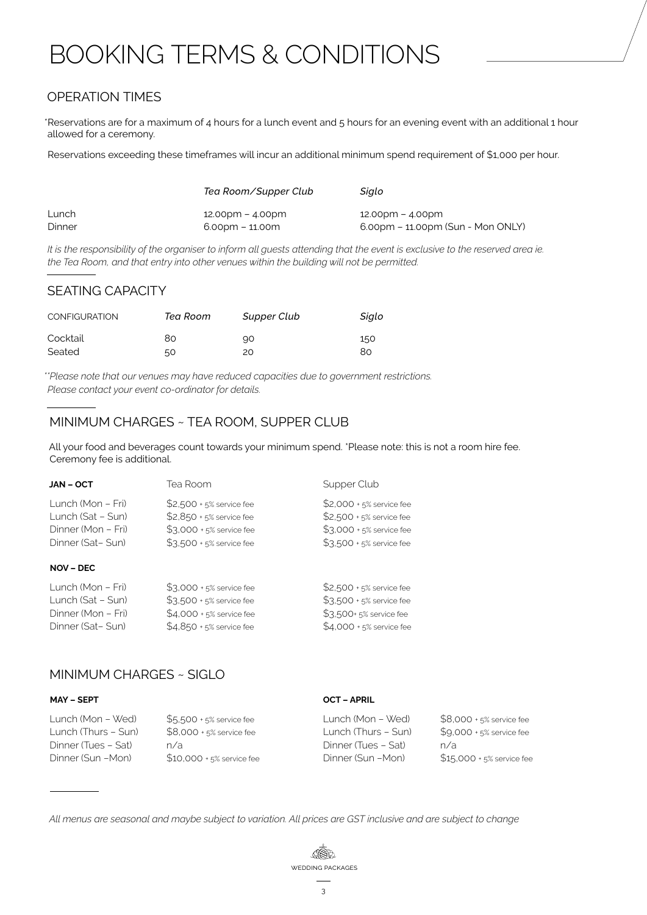# BOOKING TERMS & CONDITIONS

## OPERATION TIMES

*Reservations are for a maximum of 4 hours for a lunch event and 5 hours for an evening event with an additional 1 hour allowed for a ceremony.

Reservations exceeding these timeframes will incur an additional minimum spend requirement of $1,000 per hour.

| | *Tea Room/Supper Club* | *Siglo* |
|---|---|---|
| Lunch | 12.00pm – 4.00pm | 12.00pm – 4.00pm |
| Dinner | 6.00pm – 11.00m | 6.00pm – 11.00pm (Sun - Mon ONLY) |

*It is the responsibility of the organiser to inform all guests attending that the event is exclusive to the reserved area ie. the Tea Room, and that entry into other venues within the building will not be permitted.*

## SEATING CAPACITY

| CONFIGURATION | *Tea Room* | *Supper Club* | *Siglo* |
|---|---|---|---|
| Cocktail | 80 | 90 | 150 |
| Seated | 50 | 20 | 80 |

*\*\*Please note that our venues may have reduced capacities due to government restrictions. Please contact your event co-ordinator for details.*

## MINIMUM CHARGES ~ TEA ROOM, SUPPER CLUB

All your food and beverages count towards your minimum spend. *Please note: this is not a room hire fee. Ceremony fee is additional.

| **JAN – OCT** | Tea Room | Supper Club |
|---|---|---|
| Lunch (Mon – Fri) | $2,500 + 5% service fee | $2,000 + 5% service fee |
| Lunch (Sat – Sun) | $2,850 + 5% service fee | $2,500 + 5% service fee |
| Dinner (Mon – Fri) | $3,000 + 5% service fee | $3,000 + 5% service fee |
| Dinner (Sat– Sun) | $3,500 + 5% service fee | $3,500 + 5% service fee |
| **NOV – DEC** | | |
| Lunch (Mon – Fri) | $3,000 + 5% service fee | $2,500 + 5% service fee |
| Lunch (Sat – Sun) | $3,500 + 5% service fee | $3,500 + 5% service fee |
| Dinner (Mon – Fri) | $4,000 + 5% service fee | $3,500+ 5% service fee |
| Dinner (Sat– Sun) | $4,850 + 5% service fee | $4,000 + 5% service fee |

## MINIMUM CHARGES ~ SIGLO

| **MAY – SEPT** | | **OCT – APRIL** | |
|---|---|---|---|
| Lunch (Mon – Wed) | $5,500 + 5% service fee | Lunch (Mon – Wed) | $8,000 + 5% service fee |
| Lunch (Thurs – Sun) | $8,000 + 5% service fee | Lunch (Thurs – Sun) | $9,000 + 5% service fee |
| Dinner (Tues – Sat) | n/a | Dinner (Tues – Sat) | n/a |
| Dinner (Sun –Mon) | $10,000 + 5% service fee | Dinner (Sun –Mon) | $15,000 + 5% service fee |

*All menus are seasonal and maybe subject to variation. All prices are GST inclusive and are subject to change*

WEDDING PACKAGES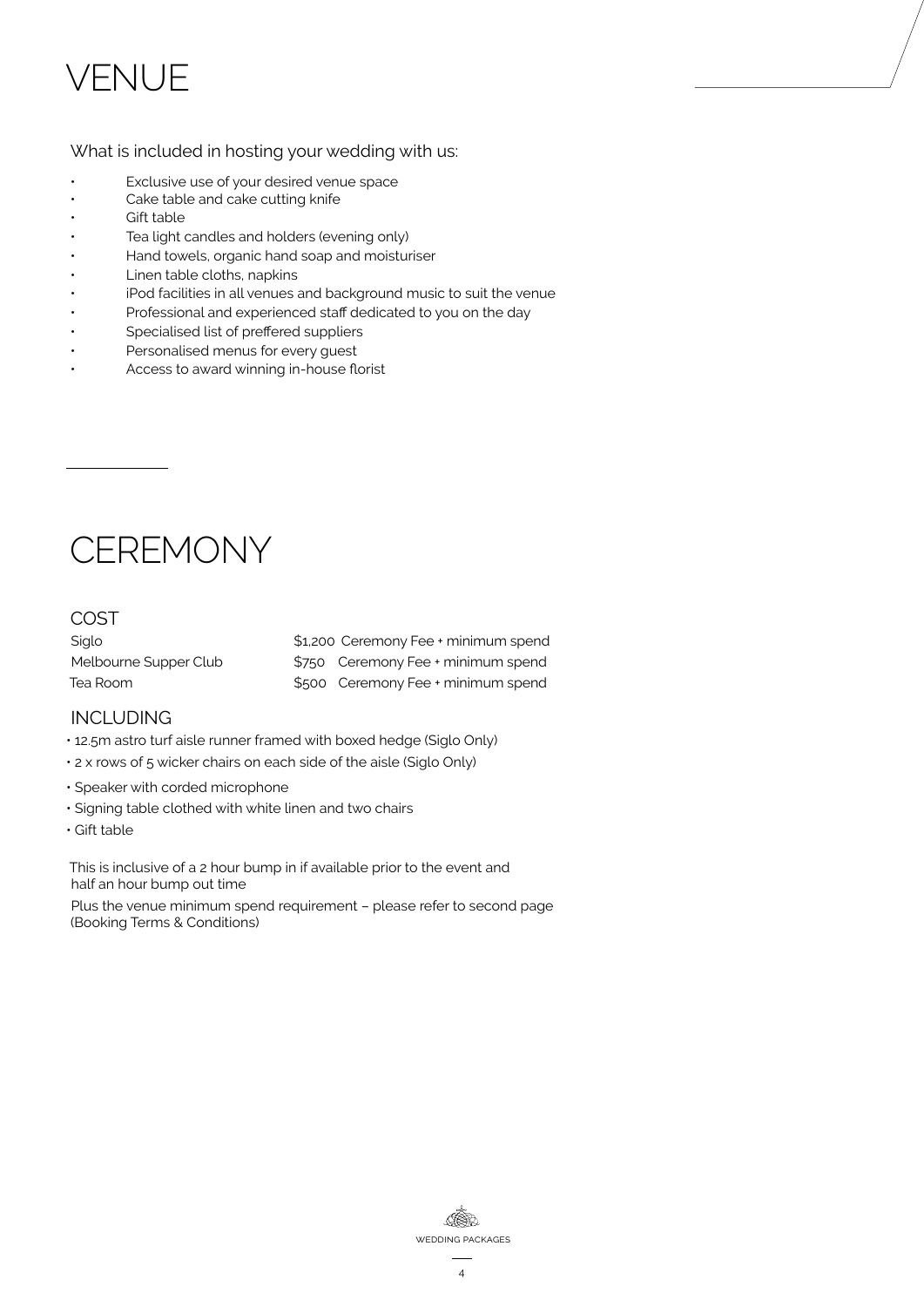# VENUE

What is included in hosting your wedding with us:

- Exclusive use of your desired venue space
- Cake table and cake cutting knife
- Gift table
- Tea light candles and holders (evening only)
- Hand towels, organic hand soap and moisturiser
- Linen table cloths, napkins
- iPod facilities in all venues and background music to suit the venue
- Professional and experienced staff dedicated to you on the day
- Specialised list of preffered suppliers
- Personalised menus for every guest
- Access to award winning in-house florist

# CEREMONY

## COST

| | |
|---|---|
| Siglo | $1,200 Ceremony Fee + minimum spend |
| Melbourne Supper Club | $750 Ceremony Fee + minimum spend |
| Tea Room | $500 Ceremony Fee + minimum spend |

## INCLUDING

- 12.5m astro turf aisle runner framed with boxed hedge (Siglo Only)
- 2 x rows of 5 wicker chairs on each side of the aisle (Siglo Only)
- Speaker with corded microphone
- Signing table clothed with white linen and two chairs
- Gift table

This is inclusive of a 2 hour bump in if available prior to the event and half an hour bump out time

Plus the venue minimum spend requirement – please refer to second page (Booking Terms & Conditions)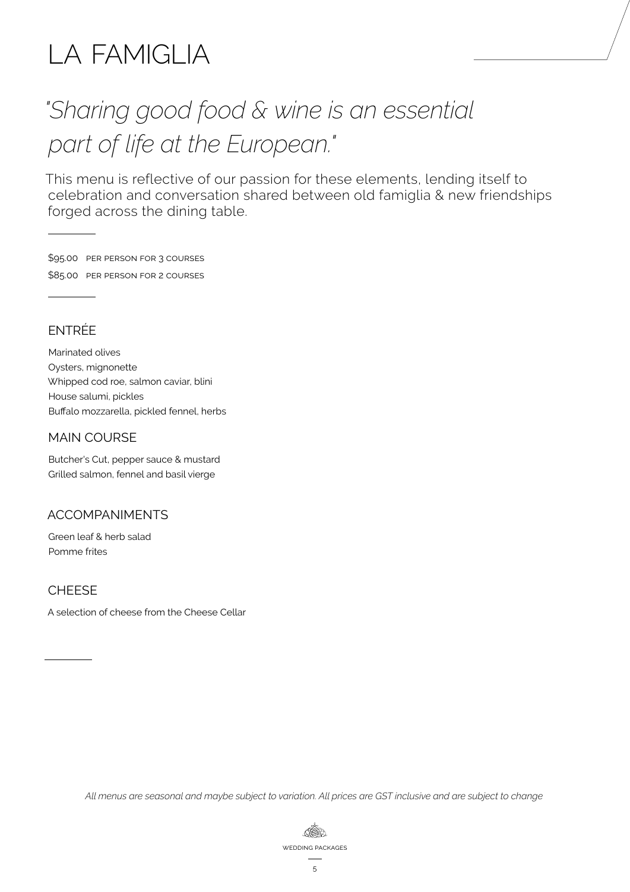# LA FAMIGLIA

*"Sharing good food & wine is an essential part of life at the European."*

This menu is reflective of our passion for these elements, lending itself to celebration and conversation shared between old famiglia & new friendships forged across the dining table.

$95.00 PER PERSON FOR 3 COURSES

$85.00 PER PERSON FOR 2 COURSES

## ENTRÉE

Marinated olives
Oysters, mignonette
Whipped cod roe, salmon caviar, blini
House salumi, pickles
Buffalo mozzarella, pickled fennel, herbs

## MAIN COURSE

Butcher's Cut, pepper sauce & mustard
Grilled salmon, fennel and basil vierge

## ACCOMPANIMENTS

Green leaf & herb salad
Pomme frites

## CHEESE

A selection of cheese from the Cheese Cellar

*All menus are seasonal and maybe subject to variation. All prices are GST inclusive and are subject to change*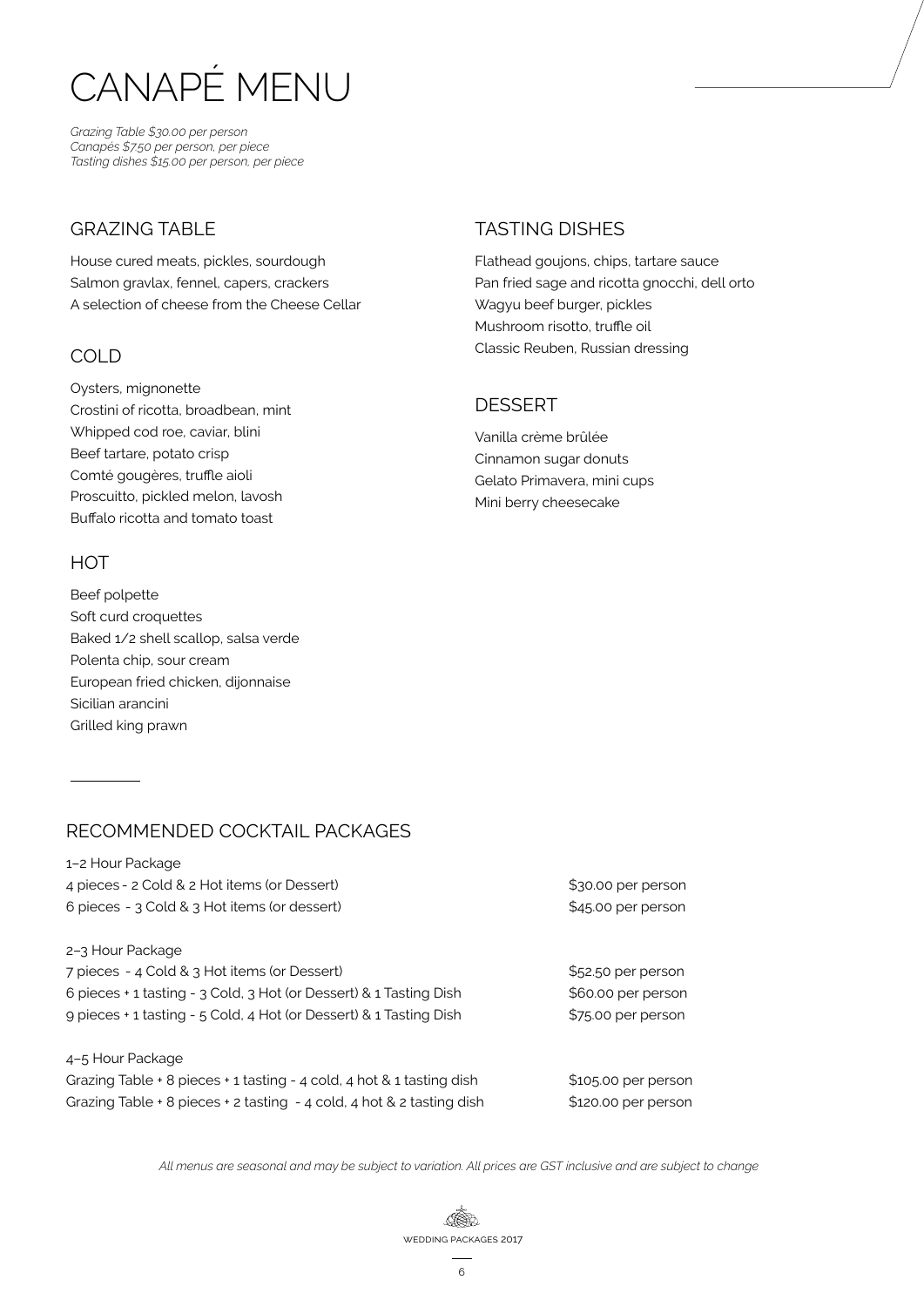# CANAPÉ MENU

*Grazing Table $30.00 per person*
*Canapés $7.50 per person, per piece*
*Tasting dishes $15.00 per person, per piece*

## GRAZING TABLE

House cured meats, pickles, sourdough
Salmon gravlax, fennel, capers, crackers
A selection of cheese from the Cheese Cellar

## COLD

Oysters, mignonette
Crostini of ricotta, broadbean, mint
Whipped cod roe, caviar, blini
Beef tartare, potato crisp
Comté gougères, truffle aioli
Proscuitto, pickled melon, lavosh
Buffalo ricotta and tomato toast

## HOT

Beef polpette
Soft curd croquettes
Baked 1/2 shell scallop, salsa verde
Polenta chip, sour cream
European fried chicken, dijonnaise
Sicilian arancini
Grilled king prawn

## TASTING DISHES

Flathead goujons, chips, tartare sauce
Pan fried sage and ricotta gnocchi, dell orto
Wagyu beef burger, pickles
Mushroom risotto, truffle oil
Classic Reuben, Russian dressing

## DESSERT

Vanilla crème brûlée
Cinnamon sugar donuts
Gelato Primavera, mini cups
Mini berry cheesecake

## RECOMMENDED COCKTAIL PACKAGES

| | |
|---|---|
| 1–2 Hour Package | |
| 4 pieces - 2 Cold & 2 Hot items (or Dessert) | $30.00 per person |
| 6 pieces - 3 Cold & 3 Hot items (or dessert) | $45.00 per person |
| 2–3 Hour Package | |
| 7 pieces - 4 Cold & 3 Hot items (or Dessert) | $52.50 per person |
| 6 pieces + 1 tasting - 3 Cold, 3 Hot (or Dessert) & 1 Tasting Dish | $60.00 per person |
| 9 pieces + 1 tasting - 5 Cold, 4 Hot (or Dessert) & 1 Tasting Dish | $75.00 per person |
| 4–5 Hour Package | |
| Grazing Table + 8 pieces + 1 tasting - 4 cold, 4 hot & 1 tasting dish | $105.00 per person |
| Grazing Table + 8 pieces + 2 tasting - 4 cold, 4 hot & 2 tasting dish | $120.00 per person |

*All menus are seasonal and may be subject to variation. All prices are GST inclusive and are subject to change*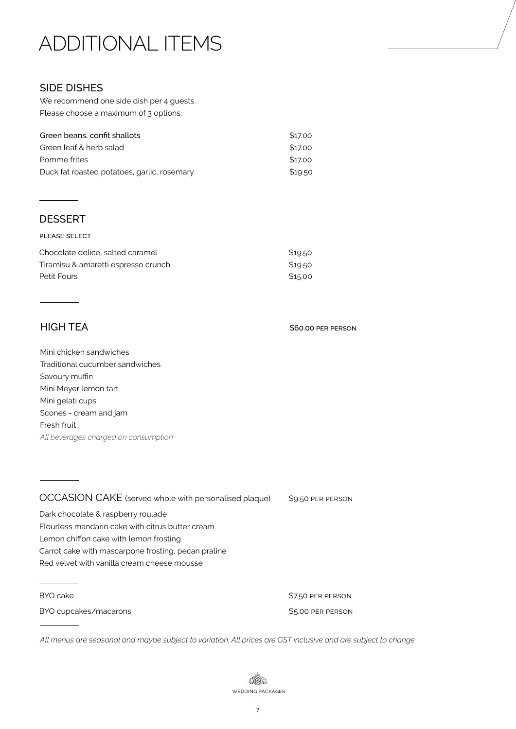# ADDITIONAL ITEMS

## SIDE DISHES

We recommend one side dish per 4 guests.
Please choose a maximum of 3 options.

| | |
|---|---|
| Green beans, confit shallots | $17.00 |
| Green leaf & herb salad | $17.00 |
| Pomme frites | $17.00 |
| Duck fat roasted potatoes, garlic, rosemary | $19.50 |

## DESSERT

PLEASE SELECT

| | |
|---|---|
| Chocolate delice, salted caramel | $19.50 |
| Tiramisu & amaretti espresso crunch | $19.50 |
| Petit Fours | $15.00 |

## HIGH TEA — $60.00 PER PERSON

Mini chicken sandwiches
Traditional cucumber sandwiches
Savoury muffin
Mini Meyer lemon tart
Mini gelati cups
Scones - cream and jam
Fresh fruit
*All beverages charged on consumption*

## OCCASION CAKE (served whole with personalised plaque) — $9.50 PER PERSON

Dark chocolate & raspberry roulade
Flourless mandarin cake with citrus butter cream
Lemon chiffon cake with lemon frosting
Carrot cake with mascarpone frosting, pecan praline
Red velvet with vanilla cream cheese mousse

| | |
|---|---|
| BYO cake | $7.50 PER PERSON |
| BYO cupcakes/macarons | $5.00 PER PERSON |

*All menus are seasonal and maybe subject to variation. All prices are GST inclusive and are subject to change*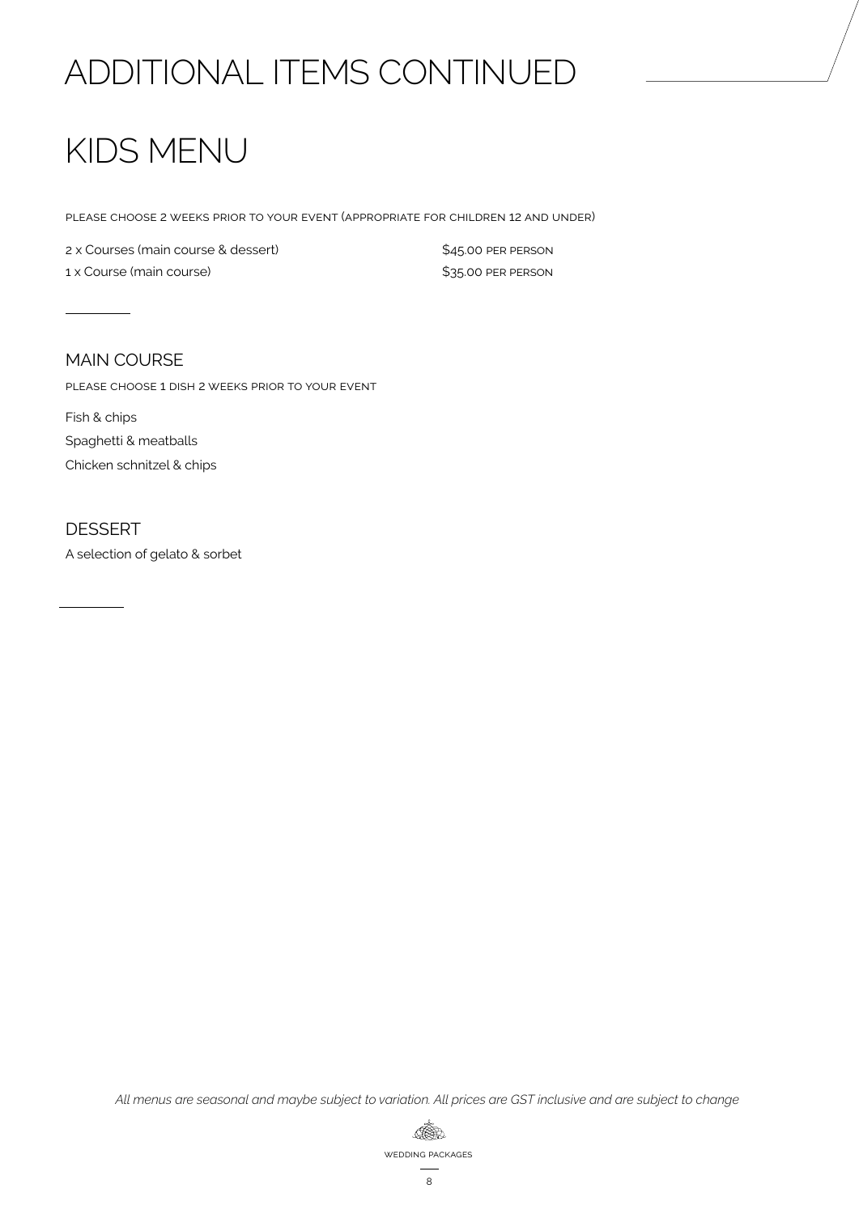# ADDITIONAL ITEMS CONTINUED

# KIDS MENU

PLEASE CHOOSE 2 WEEKS PRIOR TO YOUR EVENT (APPROPRIATE FOR CHILDREN 12 AND UNDER)

| | |
|---|---|
| 2 x Courses (main course & dessert) | $45.00 PER PERSON |
| 1 x Course (main course) | $35.00 PER PERSON |

## MAIN COURSE

PLEASE CHOOSE 1 DISH 2 WEEKS PRIOR TO YOUR EVENT

Fish & chips

Spaghetti & meatballs

Chicken schnitzel & chips

## DESSERT

A selection of gelato & sorbet

*All menus are seasonal and maybe subject to variation. All prices are GST inclusive and are subject to change*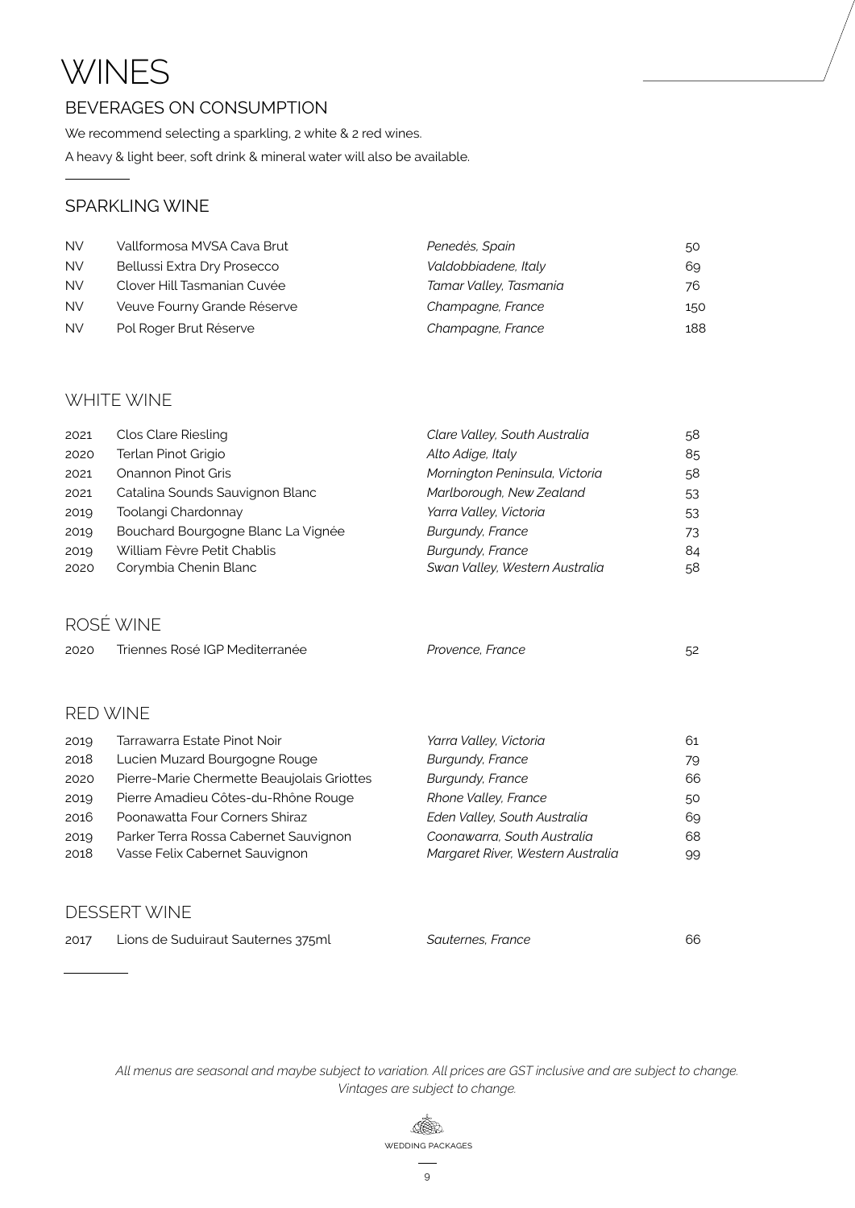# WINES

## BEVERAGES ON CONSUMPTION

We recommend selecting a sparkling, 2 white & 2 red wines.

A heavy & light beer, soft drink & mineral water will also be available.

## SPARKLING WINE

| | | | |
|---|---|---|---|
| NV | Vallformosa MVSA Cava Brut | *Penedès, Spain* | 50 |
| NV | Bellussi Extra Dry Prosecco | *Valdobbiadene, Italy* | 69 |
| NV | Clover Hill Tasmanian Cuvée | *Tamar Valley, Tasmania* | 76 |
| NV | Veuve Fourny Grande Réserve | *Champagne, France* | 150 |
| NV | Pol Roger Brut Réserve | *Champagne, France* | 188 |

## WHITE WINE

| | | | |
|---|---|---|---|
| 2021 | Clos Clare Riesling | *Clare Valley, South Australia* | 58 |
| 2020 | Terlan Pinot Grigio | *Alto Adige, Italy* | 85 |
| 2021 | Onannon Pinot Gris | *Mornington Peninsula, Victoria* | 58 |
| 2021 | Catalina Sounds Sauvignon Blanc | *Marlborough, New Zealand* | 53 |
| 2019 | Toolangi Chardonnay | *Yarra Valley, Victoria* | 53 |
| 2019 | Bouchard Bourgogne Blanc La Vignée | *Burgundy, France* | 73 |
| 2019 | William Fèvre Petit Chablis | *Burgundy, France* | 84 |
| 2020 | Corymbia Chenin Blanc | *Swan Valley, Western Australia* | 58 |

## ROSÉ WINE

| | | | |
|---|---|---|---|
| 2020 | Triennes Rosé IGP Mediterranée | *Provence, France* | 52 |

## RED WINE

| | | | |
|---|---|---|---|
| 2019 | Tarrawarra Estate Pinot Noir | *Yarra Valley, Victoria* | 61 |
| 2018 | Lucien Muzard Bourgogne Rouge | *Burgundy, France* | 79 |
| 2020 | Pierre-Marie Chermette Beaujolais Griottes | *Burgundy, France* | 66 |
| 2019 | Pierre Amadieu Côtes-du-Rhône Rouge | *Rhone Valley, France* | 50 |
| 2016 | Poonawatta Four Corners Shiraz | *Eden Valley, South Australia* | 69 |
| 2019 | Parker Terra Rossa Cabernet Sauvignon | *Coonawarra, South Australia* | 68 |
| 2018 | Vasse Felix Cabernet Sauvignon | *Margaret River, Western Australia* | 99 |

## DESSERT WINE

| | | | |
|---|---|---|---|
| 2017 | Lions de Suduiraut Sauternes 375ml | *Sauternes, France* | 66 |

*All menus are seasonal and maybe subject to variation. All prices are GST inclusive and are subject to change. Vintages are subject to change.*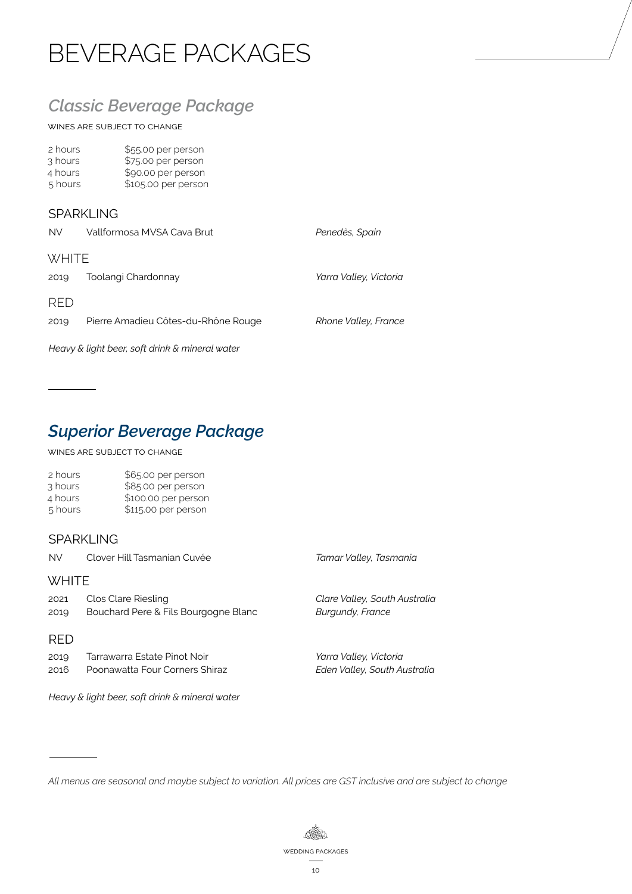# BEVERAGE PACKAGES

## *Classic Beverage Package*

WINES ARE SUBJECT TO CHANGE

| | |
|---|---|
| 2 hours | $55.00 per person |
| 3 hours | $75.00 per person |
| 4 hours | $90.00 per person |
| 5 hours | $105.00 per person |

### SPARKLING

| | | |
|---|---|---|
| NV | Vallformosa MVSA Cava Brut | *Penedès, Spain* |

### WHITE

| | | |
|---|---|---|
| 2019 | Toolangi Chardonnay | *Yarra Valley, Victoria* |

### RED

| | | |
|---|---|---|
| 2019 | Pierre Amadieu Côtes-du-Rhône Rouge | *Rhone Valley, France* |

*Heavy & light beer, soft drink & mineral water*

## *Superior Beverage Package*

WINES ARE SUBJECT TO CHANGE

| | |
|---|---|
| 2 hours | $65.00 per person |
| 3 hours | $85.00 per person |
| 4 hours | $100.00 per person |
| 5 hours | $115.00 per person |

### SPARKLING

| | | |
|---|---|---|
| NV | Clover Hill Tasmanian Cuvée | *Tamar Valley, Tasmania* |

### WHITE

| | | |
|---|---|---|
| 2021 | Clos Clare Riesling | *Clare Valley, South Australia* |
| 2019 | Bouchard Pere & Fils Bourgogne Blanc | *Burgundy, France* |

### RED

| | | |
|---|---|---|
| 2019 | Tarrawarra Estate Pinot Noir | *Yarra Valley, Victoria* |
| 2016 | Poonawatta Four Corners Shiraz | *Eden Valley, South Australia* |

*Heavy & light beer, soft drink & mineral water*

*All menus are seasonal and maybe subject to variation. All prices are GST inclusive and are subject to change*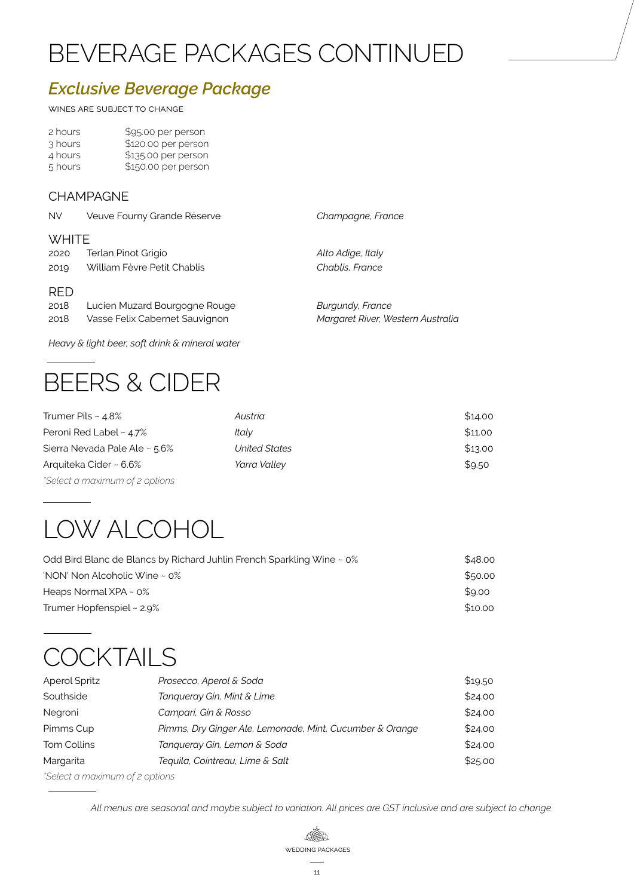# BEVERAGE PACKAGES CONTINUED

## *Exclusive Beverage Package*

WINES ARE SUBJECT TO CHANGE

| | |
|---|---|
| 2 hours | $95.00 per person |
| 3 hours | $120.00 per person |
| 4 hours | $135.00 per person |
| 5 hours | $150.00 per person |

### CHAMPAGNE

| | | |
|---|---|---|
| NV | Veuve Fourny Grande Réserve | *Champagne, France* |

### WHITE

| | | |
|---|---|---|
| 2020 | Terlan Pinot Grigio | *Alto Adige, Italy* |
| 2019 | William Fèvre Petit Chablis | *Chablis, France* |

### RED

| | | |
|---|---|---|
| 2018 | Lucien Muzard Bourgogne Rouge | *Burgundy, France* |
| 2018 | Vasse Felix Cabernet Sauvignon | *Margaret River, Western Australia* |

*Heavy & light beer, soft drink & mineral water*

# BEERS & CIDER

| | | |
|---|---|---|
| Trumer Pils ~ 4.8% | *Austria* | $14.00 |
| Peroni Red Label ~ 4.7% | *Italy* | $11.00 |
| Sierra Nevada Pale Ale ~ 5.6% | *United States* | $13.00 |
| Arquiteka Cider ~ 6.6% | *Yarra Valley* | $9.50 |

*\*Select a maximum of 2 options*

# LOW ALCOHOL

| | |
|---|---|
| Odd Bird Blanc de Blancs by Richard Juhlin French Sparkling Wine ~ 0% | $48.00 |
| 'NON' Non Alcoholic Wine ~ 0% | $50.00 |
| Heaps Normal XPA ~ 0% | $9.00 |
| Trumer Hopfenspiel ~ 2.9% | $10.00 |

# COCKTAILS

| | | |
|---|---|---|
| Aperol Spritz | *Prosecco, Aperol & Soda* | $19.50 |
| Southside | *Tanqueray Gin, Mint & Lime* | $24.00 |
| Negroni | *Campari, Gin & Rosso* | $24.00 |
| Pimms Cup | *Pimms, Dry Ginger Ale, Lemonade, Mint, Cucumber & Orange* | $24.00 |
| Tom Collins | *Tanqueray Gin, Lemon & Soda* | $24.00 |
| Margarita | *Tequila, Cointreau, Lime & Salt* | $25.00 |

*\*Select a maximum of 2 options*

*All menus are seasonal and maybe subject to variation. All prices are GST inclusive and are subject to change*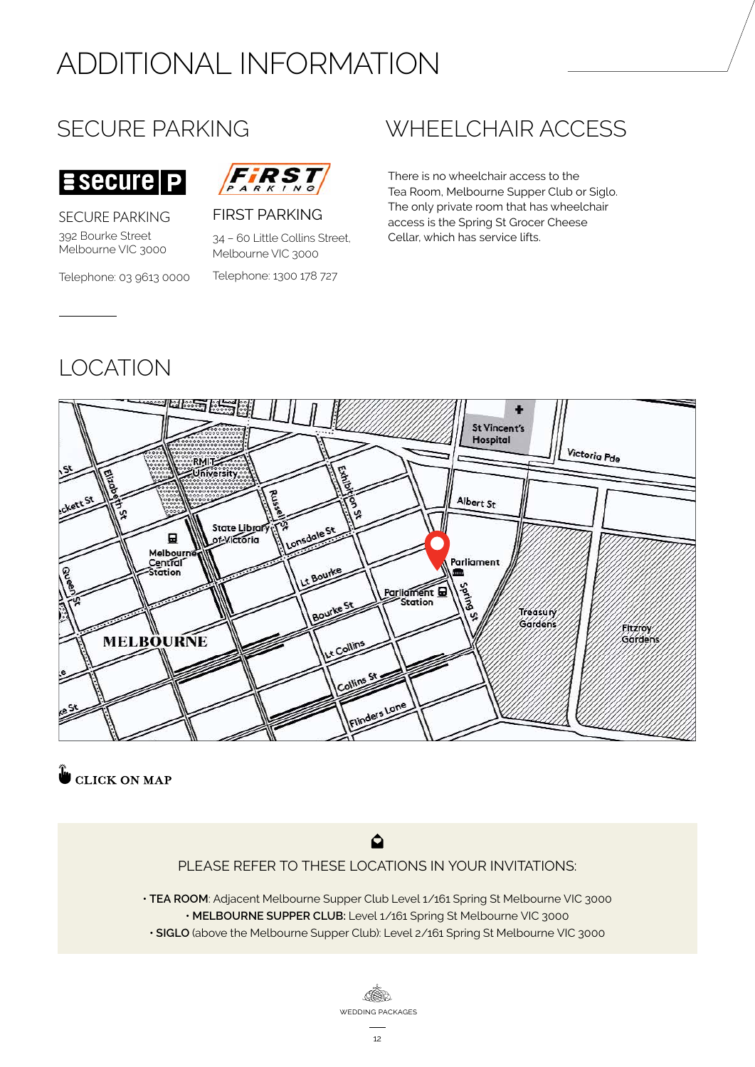# ADDITIONAL INFORMATION

## SECURE PARKING

**SECURE PARKING**
392 Bourke Street
Melbourne VIC 3000

Telephone: 03 9613 0000

**FIRST PARKING**
34 – 60 Little Collins Street,
Melbourne VIC 3000

Telephone: 1300 178 727

## WHEELCHAIR ACCESS

There is no wheelchair access to the Tea Room, Melbourne Supper Club or Siglo. The only private room that has wheelchair access is the Spring St Grocer Cheese Cellar, which has service lifts.

## LOCATION

CLICK ON MAP

PLEASE REFER TO THESE LOCATIONS IN YOUR INVITATIONS:

- **TEA ROOM**: Adjacent Melbourne Supper Club Level 1/161 Spring St Melbourne VIC 3000
- **MELBOURNE SUPPER CLUB:** Level 1/161 Spring St Melbourne VIC 3000
- **SIGLO** (above the Melbourne Supper Club): Level 2/161 Spring St Melbourne VIC 3000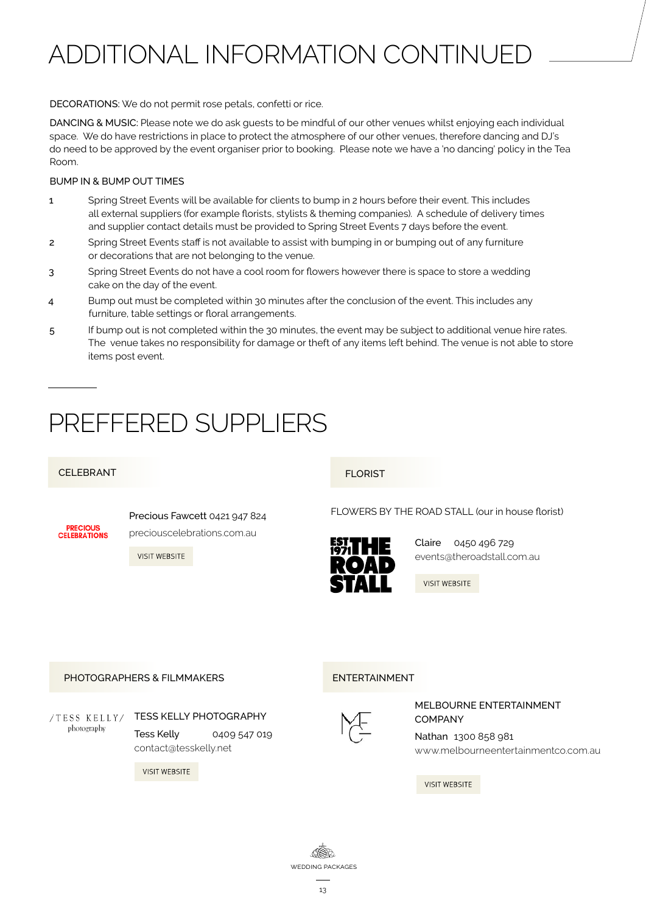# ADDITIONAL INFORMATION CONTINUED

DECORATIONS: We do not permit rose petals, confetti or rice.

DANCING & MUSIC: Please note we do ask guests to be mindful of our other venues whilst enjoying each individual space. We do have restrictions in place to protect the atmosphere of our other venues, therefore dancing and DJ's do need to be approved by the event organiser prior to booking. Please note we have a 'no dancing' policy in the Tea Room.

BUMP IN & BUMP OUT TIMES

1. Spring Street Events will be available for clients to bump in 2 hours before their event. This includes all external suppliers (for example florists, stylists & theming companies). A schedule of delivery times and supplier contact details must be provided to Spring Street Events 7 days before the event.
2. Spring Street Events staff is not available to assist with bumping in or bumping out of any furniture or decorations that are not belonging to the venue.
3. Spring Street Events do not have a cool room for flowers however there is space to store a wedding cake on the day of the event.
4. Bump out must be completed within 30 minutes after the conclusion of the event. This includes any furniture, table settings or floral arrangements.
5. If bump out is not completed within the 30 minutes, the event may be subject to additional venue hire rates. The venue takes no responsibility for damage or theft of any items left behind. The venue is not able to store items post event.

# PREFFERED SUPPLIERS

## CELEBRANT

PRECIOUS CELEBRATIONS

Precious Fawcett 0421 947 824
preciouscelebrations.com.au

VISIT WEBSITE

## FLORIST

FLOWERS BY THE ROAD STALL (our in house florist)

EST 1971 THE ROAD STALL

Claire 0450 496 729
events@theroadstall.com.au

VISIT WEBSITE

## PHOTOGRAPHERS & FILMMAKERS

/TESS KELLY/ photography

TESS KELLY PHOTOGRAPHY

Tess Kelly 0409 547 019
contact@tesskelly.net

VISIT WEBSITE

## ENTERTAINMENT

MELBOURNE ENTERTAINMENT COMPANY

Nathan 1300 858 981
www.melbourneentertainmentco.com.au

VISIT WEBSITE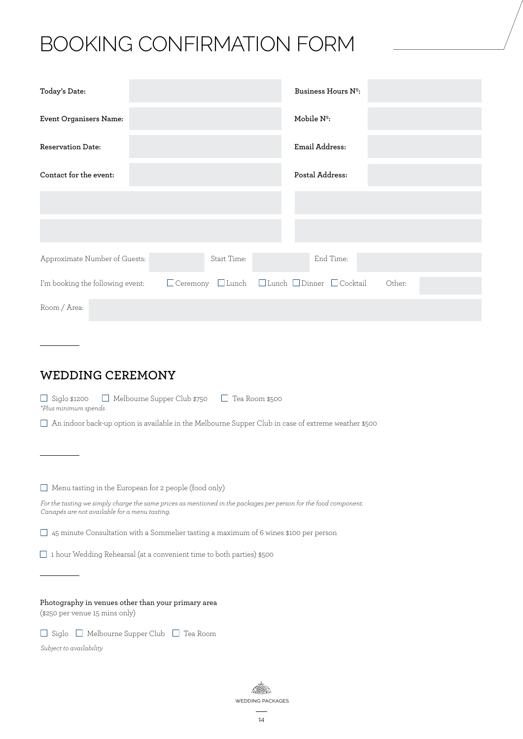# BOOKING CONFIRMATION FORM

| | | | |
|---|---|---|---|
| **Today's Date:** | | **Business Hours Nº:** | |
| **Event Organisers Name:** | | **Mobile Nº:** | |
| **Reservation Date:** | | **Email Address:** | |
| **Contact for the event:** | | **Postal Address:** | |
| | | | |
| | | | |

Approximate Number of Guests: ____ Start Time: ____ End Time: ____

I'm booking the following event: ☐ Ceremony ☐ Lunch ☐ Lunch ☐ Dinner ☐ Cocktail Other: ____

Room / Area: ____

## WEDDING CEREMONY

☐ Siglo $1200 ☐ Melbourne Supper Club $750 ☐ Tea Room $500

*\*Plus minimum spends*

☐ An indoor back-up option is available in the Melbourne Supper Club in case of extreme weather $500

☐ Menu tasting in the European for 2 people (food only)

*For the tasting we simply charge the same prices as mentioned in the packages per person for the food component. Canapés are not available for a menu tasting.*

☐ 45 minute Consultation with a Sommelier tasting a maximum of 6 wines $100 per person

☐ 1 hour Wedding Rehearsal (at a convenient time to both parties) $500

Photography in venues other than your primary area
($250 per venue 15 mins only)

☐ Siglo ☐ Melbourne Supper Club ☐ Tea Room

*Subject to availability*

WEDDING PACKAGES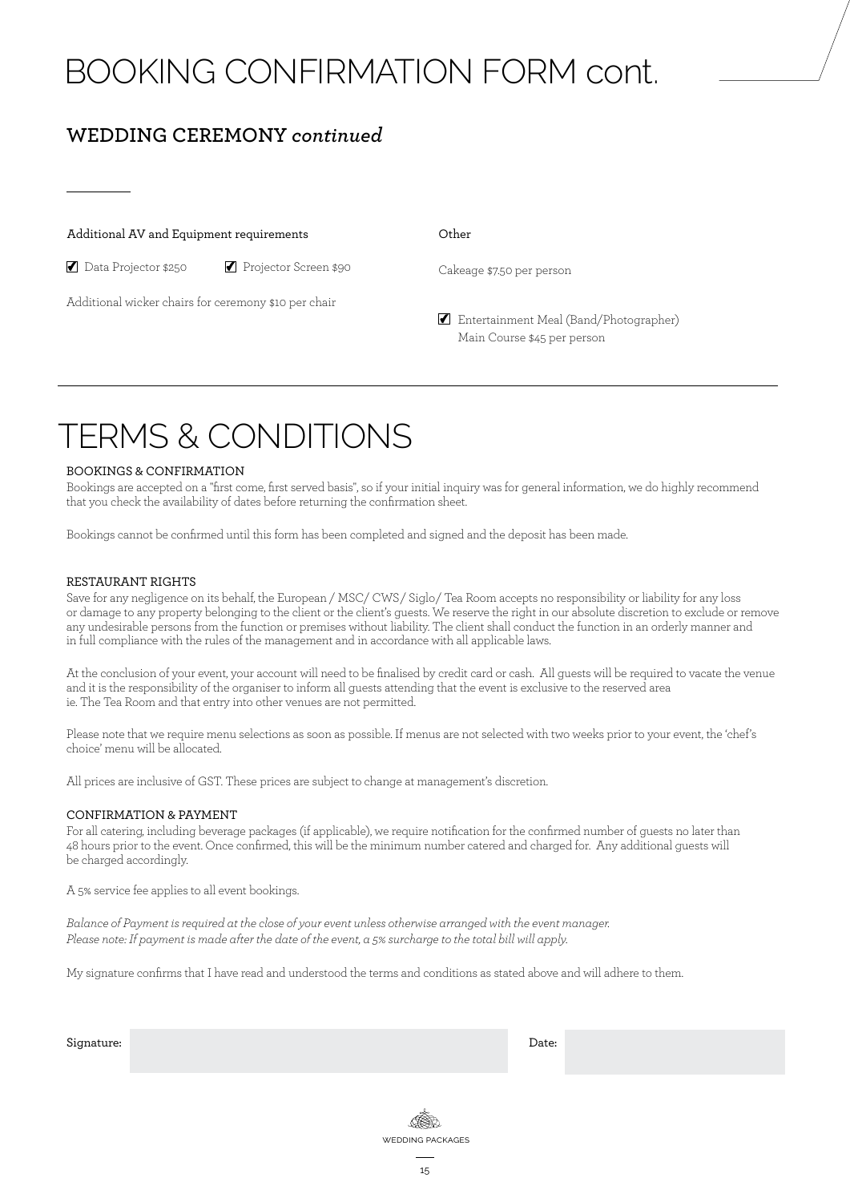# BOOKING CONFIRMATION FORM cont.

## WEDDING CEREMONY *continued*

Additional AV and Equipment requirements

- [x] Data Projector $250
- [x] Projector Screen $90

Additional wicker chairs for ceremony $10 per chair

Other

Cakeage $7.50 per person

- [x] Entertainment Meal (Band/Photographer) Main Course $45 per person

# TERMS & CONDITIONS

### BOOKINGS & CONFIRMATION

Bookings are accepted on a "first come, first served basis", so if your initial inquiry was for general information, we do highly recommend that you check the availability of dates before returning the confirmation sheet.

Bookings cannot be confirmed until this form has been completed and signed and the deposit has been made.

### RESTAURANT RIGHTS

Save for any negligence on its behalf, the European / MSC/ CWS/ Siglo/ Tea Room accepts no responsibility or liability for any loss or damage to any property belonging to the client or the client's guests. We reserve the right in our absolute discretion to exclude or remove any undesirable persons from the function or premises without liability. The client shall conduct the function in an orderly manner and in full compliance with the rules of the management and in accordance with all applicable laws.

At the conclusion of your event, your account will need to be finalised by credit card or cash. All guests will be required to vacate the venue and it is the responsibility of the organiser to inform all guests attending that the event is exclusive to the reserved area ie. The Tea Room and that entry into other venues are not permitted.

Please note that we require menu selections as soon as possible. If menus are not selected with two weeks prior to your event, the 'chef's choice' menu will be allocated.

All prices are inclusive of GST. These prices are subject to change at management's discretion.

### CONFIRMATION & PAYMENT

For all catering, including beverage packages (if applicable), we require notification for the confirmed number of guests no later than 48 hours prior to the event. Once confirmed, this will be the minimum number catered and charged for. Any additional guests will be charged accordingly.

A 5% service fee applies to all event bookings.

*Balance of Payment is required at the close of your event unless otherwise arranged with the event manager.*
*Please note: If payment is made after the date of the event, a 5% surcharge to the total bill will apply.*

My signature confirms that I have read and understood the terms and conditions as stated above and will adhere to them.

Signature: 

Date: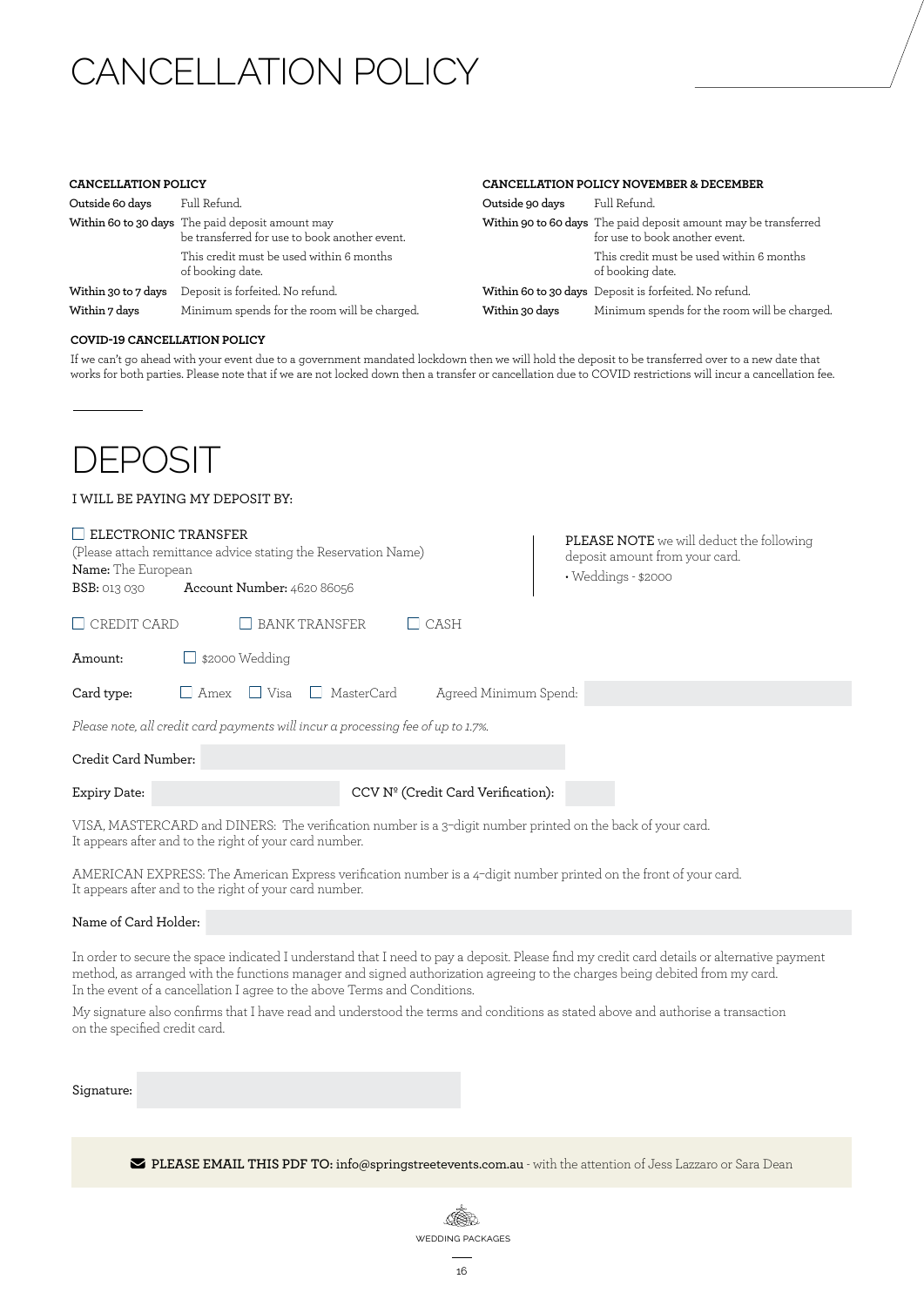# CANCELLATION POLICY

**CANCELLATION POLICY**

| | |
|---|---|
| **Outside 60 days** | Full Refund. |
| **Within 60 to 30 days** | The paid deposit amount may be transferred for use to book another event. This credit must be used within 6 months of booking date. |
| **Within 30 to 7 days** | Deposit is forfeited. No refund. |
| **Within 7 days** | Minimum spends for the room will be charged. |

**CANCELLATION POLICY NOVEMBER & DECEMBER**

| | |
|---|---|
| **Outside 90 days** | Full Refund. |
| **Within 90 to 60 days** | The paid deposit amount may be transferred for use to book another event. This credit must be used within 6 months of booking date. |
| **Within 60 to 30 days** | Deposit is forfeited. No refund. |
| **Within 30 days** | Minimum spends for the room will be charged. |

**COVID-19 CANCELLATION POLICY**

If we can't go ahead with your event due to a government mandated lockdown then we will hold the deposit to be transferred over to a new date that works for both parties. Please note that if we are not locked down then a transfer or cancellation due to COVID restrictions will incur a cancellation fee.

# DEPOSIT

I WILL BE PAYING MY DEPOSIT BY:

☐ ELECTRONIC TRANSFER
(Please attach remittance advice stating the Reservation Name)
**Name:** The European
**BSB:** 013 030 **Account Number:** 4620 86056

**PLEASE NOTE** we will deduct the following deposit amount from your card.
- Weddings - $2000

☐ CREDIT CARD ☐ BANK TRANSFER ☐ CASH

Amount: ☐ $2000 Wedding

Card type: ☐ Amex ☐ Visa ☐ MasterCard Agreed Minimum Spend:

*Please note, all credit card payments will incur a processing fee of up to 1.7%.*

Credit Card Number:

Expiry Date: CCV Nº (Credit Card Verification):

VISA, MASTERCARD and DINERS: The verification number is a 3-digit number printed on the back of your card. It appears after and to the right of your card number.

AMERICAN EXPRESS: The American Express verification number is a 4-digit number printed on the front of your card. It appears after and to the right of your card number.

Name of Card Holder:

In order to secure the space indicated I understand that I need to pay a deposit. Please find my credit card details or alternative payment method, as arranged with the functions manager and signed authorization agreeing to the charges being debited from my card. In the event of a cancellation I agree to the above Terms and Conditions.

My signature also confirms that I have read and understood the terms and conditions as stated above and authorise a transaction on the specified credit card.

Signature:

**PLEASE EMAIL THIS PDF TO:** info@springstreetevents.com.au - with the attention of Jess Lazzaro or Sara Dean